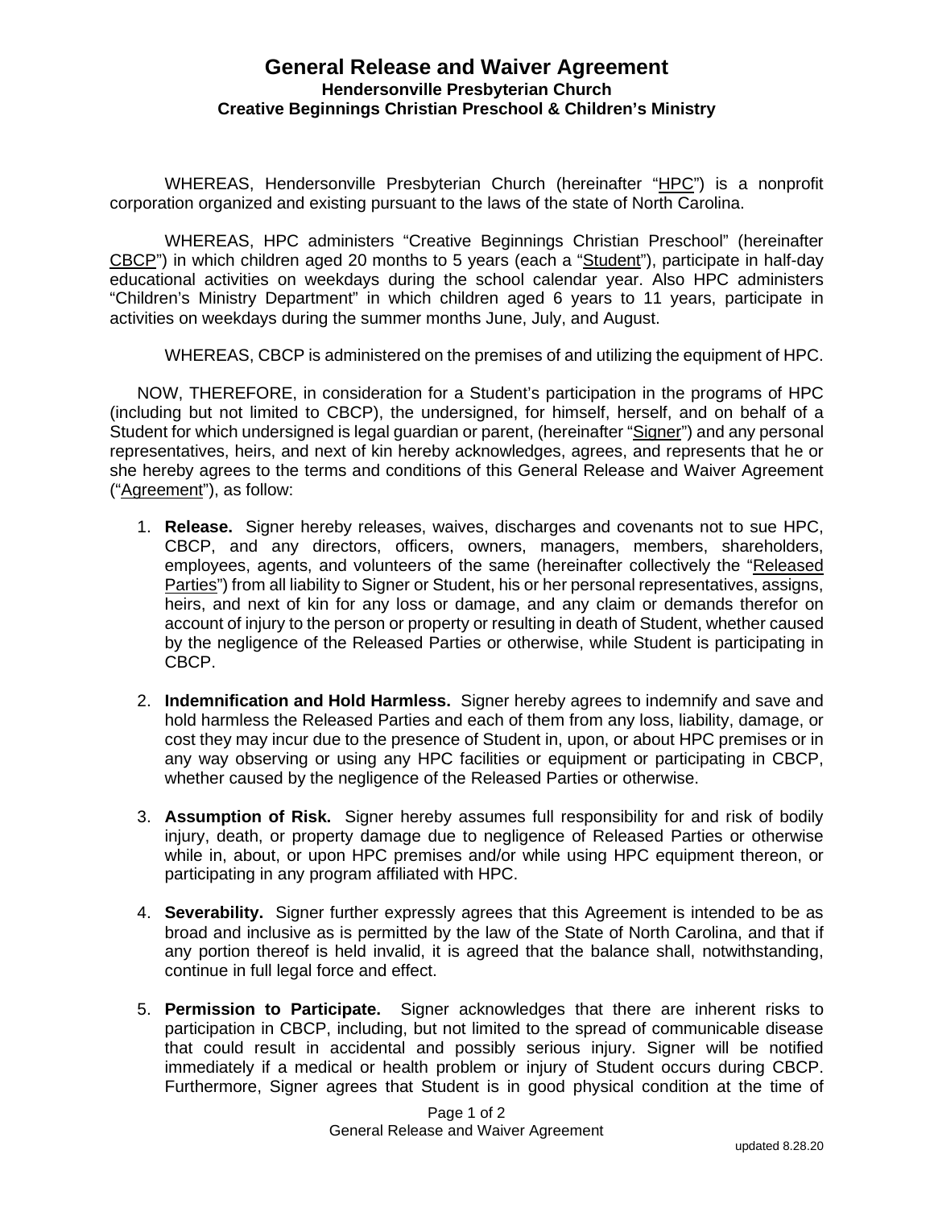# General Release and Waiver Agreement

## Hendersonville Presbyterian Church

## Creative Beginnings Christian Preschool & Children's Ministry

WHEREAS, Hendersonville Presbyterian Church (hereinafter "HPC") is a nonprofit corporation organized and existing pursuant to the laws of the state of North Carolina.

WHEREAS, HPC administers "Creative Beginnings Christian Preschool" (hereinafter CBCP") in which children aged 20 months to 5 years (each a "Student"), participate in half-day educational activities on weekdays during the school calendar year. Also HPC administers "Children's Ministry Department" in which children aged 6 years to 11 years, participate in activities on weekdays during the summer months June, July, and August.

WHEREAS, CBCP is administered on the premises of and utilizing the equipment of HPC.

NOW, THEREFORE, in consideration for a Student's participation in the programs of HPC (including but not limited to CBCP), the undersigned, for himself, herself, and on behalf of a Student for which undersigned is legal guardian or parent, (hereinafter "Signer") and any personal representatives, heirs, and next of kin hereby acknowledges, agrees, and represents that he or she hereby agrees to the terms and conditions of this General Release and Waiver Agreement ("Agreement"), as follow:

1. **Release.** Signer hereby releases, waives, discharges and covenants not to sue HPC, CBCP, and any directors, officers, owners, managers, members, shareholders, employees, agents, and volunteers of the same (hereinafter collectively the "Released Parties") from all liability to Signer or Student, his or her personal representatives, assigns, heirs, and next of kin for any loss or damage, and any claim or demands therefor on account of injury to the person or property or resulting in death of Student, whether caused by the negligence of the Released Parties or otherwise, while Student is participating in CBCP.

2. **Indemnification and Hold Harmless.** Signer hereby agrees to indemnify and save and hold harmless the Released Parties and each of them from any loss, liability, damage, or cost they may incur due to the presence of Student in, upon, or about HPC premises or in any way observing or using any HPC facilities or equipment or participating in CBCP, whether caused by the negligence of the Released Parties or otherwise.

3. **Assumption of Risk.** Signer hereby assumes full responsibility for and risk of bodily injury, death, or property damage due to negligence of Released Parties or otherwise while in, about, or upon HPC premises and/or while using HPC equipment thereon, or participating in any program affiliated with HPC.

4. **Severability.** Signer further expressly agrees that this Agreement is intended to be as broad and inclusive as is permitted by the law of the State of North Carolina, and that if any portion thereof is held invalid, it is agreed that the balance shall, notwithstanding, continue in full legal force and effect.

5. **Permission to Participate.** Signer acknowledges that there are inherent risks to participation in CBCP, including, but not limited to the spread of communicable disease that could result in accidental and possibly serious injury. Signer will be notified immediately if a medical or health problem or injury of Student occurs during CBCP. Furthermore, Signer agrees that Student is in good physical condition at the time of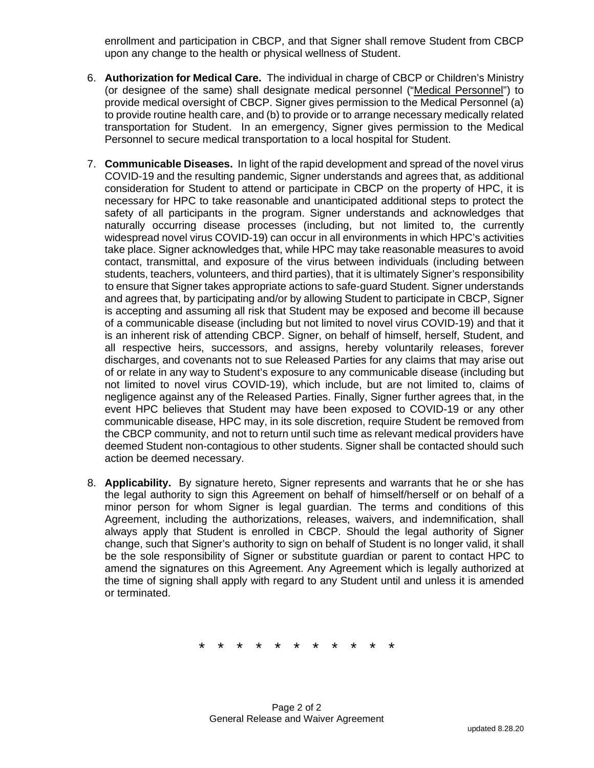enrollment and participation in CBCP, and that Signer shall remove Student from CBCP upon any change to the health or physical wellness of Student.

6. **Authorization for Medical Care.** The individual in charge of CBCP or Children's Ministry (or designee of the same) shall designate medical personnel ("Medical Personnel") to provide medical oversight of CBCP. Signer gives permission to the Medical Personnel (a) to provide routine health care, and (b) to provide or to arrange necessary medically related transportation for Student. In an emergency, Signer gives permission to the Medical Personnel to secure medical transportation to a local hospital for Student.

7. **Communicable Diseases.** In light of the rapid development and spread of the novel virus COVID-19 and the resulting pandemic, Signer understands and agrees that, as additional consideration for Student to attend or participate in CBCP on the property of HPC, it is necessary for HPC to take reasonable and unanticipated additional steps to protect the safety of all participants in the program. Signer understands and acknowledges that naturally occurring disease processes (including, but not limited to, the currently widespread novel virus COVID-19) can occur in all environments in which HPC's activities take place. Signer acknowledges that, while HPC may take reasonable measures to avoid contact, transmittal, and exposure of the virus between individuals (including between students, teachers, volunteers, and third parties), that it is ultimately Signer's responsibility to ensure that Signer takes appropriate actions to safe-guard Student. Signer understands and agrees that, by participating and/or by allowing Student to participate in CBCP, Signer is accepting and assuming all risk that Student may be exposed and become ill because of a communicable disease (including but not limited to novel virus COVID-19) and that it is an inherent risk of attending CBCP. Signer, on behalf of himself, herself, Student, and all respective heirs, successors, and assigns, hereby voluntarily releases, forever discharges, and covenants not to sue Released Parties for any claims that may arise out of or relate in any way to Student's exposure to any communicable disease (including but not limited to novel virus COVID-19), which include, but are not limited to, claims of negligence against any of the Released Parties. Finally, Signer further agrees that, in the event HPC believes that Student may have been exposed to COVID-19 or any other communicable disease, HPC may, in its sole discretion, require Student be removed from the CBCP community, and not to return until such time as relevant medical providers have deemed Student non-contagious to other students. Signer shall be contacted should such action be deemed necessary.

8. **Applicability.** By signature hereto, Signer represents and warrants that he or she has the legal authority to sign this Agreement on behalf of himself/herself or on behalf of a minor person for whom Signer is legal guardian. The terms and conditions of this Agreement, including the authorizations, releases, waivers, and indemnification, shall always apply that Student is enrolled in CBCP. Should the legal authority of Signer change, such that Signer's authority to sign on behalf of Student is no longer valid, it shall be the sole responsibility of Signer or substitute guardian or parent to contact HPC to amend the signatures on this Agreement. Any Agreement which is legally authorized at the time of signing shall apply with regard to any Student until and unless it is amended or terminated.

* * * * * * * * * * *

updated 8.28.20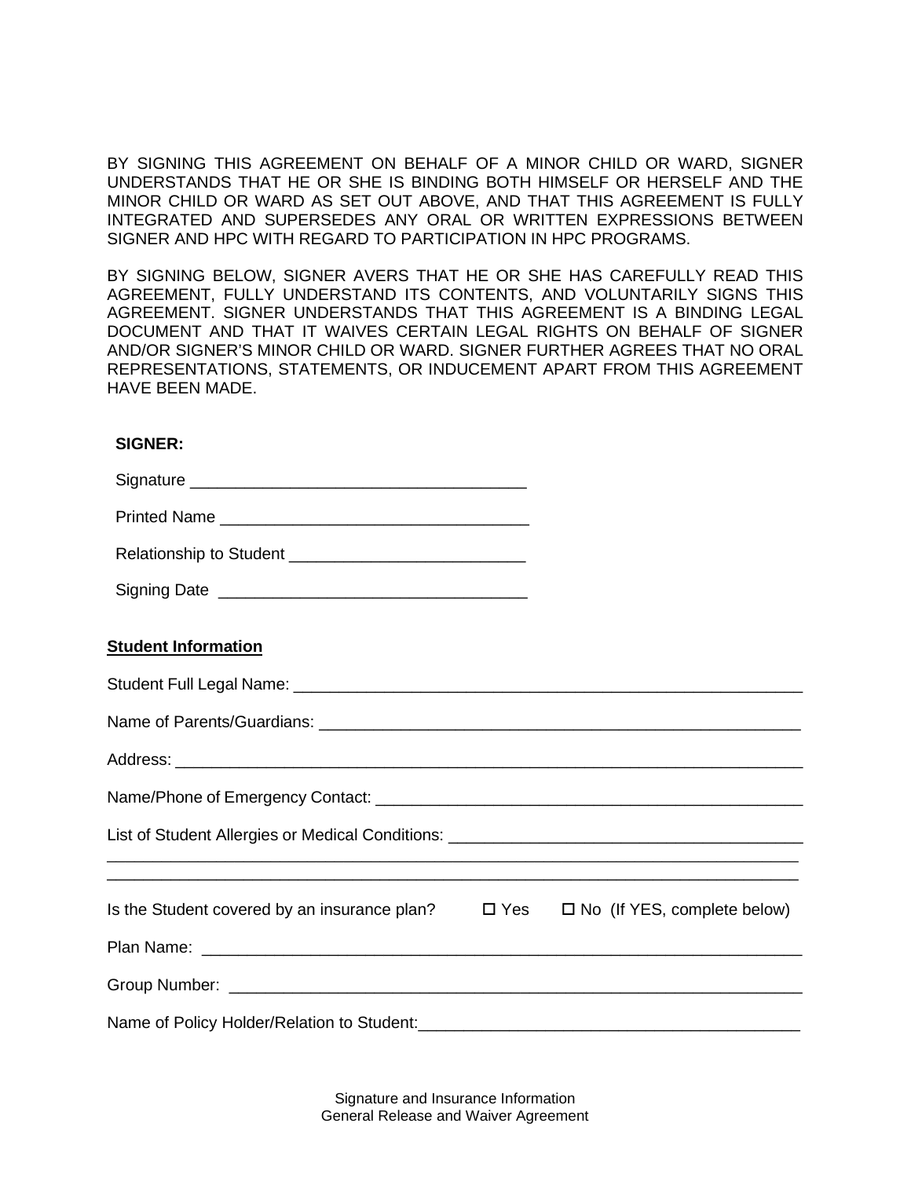BY SIGNING THIS AGREEMENT ON BEHALF OF A MINOR CHILD OR WARD, SIGNER UNDERSTANDS THAT HE OR SHE IS BINDING BOTH HIMSELF OR HERSELF AND THE MINOR CHILD OR WARD AS SET OUT ABOVE, AND THAT THIS AGREEMENT IS FULLY INTEGRATED AND SUPERSEDES ANY ORAL OR WRITTEN EXPRESSIONS BETWEEN SIGNER AND HPC WITH REGARD TO PARTICIPATION IN HPC PROGRAMS.

BY SIGNING BELOW, SIGNER AVERS THAT HE OR SHE HAS CAREFULLY READ THIS AGREEMENT, FULLY UNDERSTAND ITS CONTENTS, AND VOLUNTARILY SIGNS THIS AGREEMENT. SIGNER UNDERSTANDS THAT THIS AGREEMENT IS A BINDING LEGAL DOCUMENT AND THAT IT WAIVES CERTAIN LEGAL RIGHTS ON BEHALF OF SIGNER AND/OR SIGNER'S MINOR CHILD OR WARD. SIGNER FURTHER AGREES THAT NO ORAL REPRESENTATIONS, STATEMENTS, OR INDUCEMENT APART FROM THIS AGREEMENT HAVE BEEN MADE.

**SIGNER:**

Signature ____________________________________

Printed Name _________________________________

Relationship to Student _________________________

Signing Date _________________________________

**Student Information**

Student Full Legal Name: ________________________________________________________

Name of Parents/Guardians: _____________________________________________________

Address: ____________________________________________________________________

Name/Phone of Emergency Contact: _______________________________________________

List of Student Allergies or Medical Conditions: _____________________________________

_____________________________________________________________________________

_____________________________________________________________________________

Is the Student covered by an insurance plan? ☐ Yes ☐ No (If YES, complete below)

Plan Name: __________________________________________________________________

Group Number: _______________________________________________________________

Name of Policy Holder/Relation to Student: ________________________________________

Signature and Insurance Information
General Release and Waiver Agreement